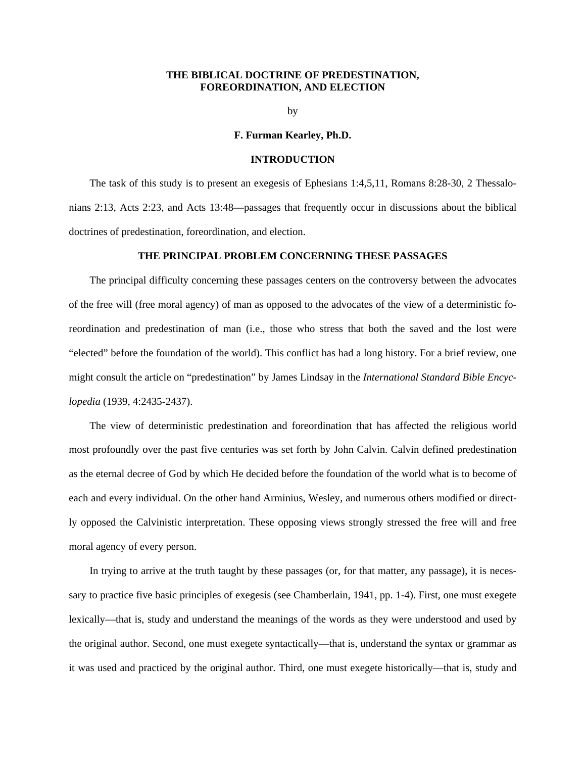# THE BIBLICAL DOCTRINE OF PREDESTINATION, FOREORDINATION, AND ELECTION

by

**F. Furman Kearley, Ph.D.**

## INTRODUCTION

The task of this study is to present an exegesis of Ephesians 1:4,5,11, Romans 8:28-30, 2 Thessalonians 2:13, Acts 2:23, and Acts 13:48—passages that frequently occur in discussions about the biblical doctrines of predestination, foreordination, and election.

## THE PRINCIPAL PROBLEM CONCERNING THESE PASSAGES

The principal difficulty concerning these passages centers on the controversy between the advocates of the free will (free moral agency) of man as opposed to the advocates of the view of a deterministic foreordination and predestination of man (i.e., those who stress that both the saved and the lost were "elected" before the foundation of the world). This conflict has had a long history. For a brief review, one might consult the article on "predestination" by James Lindsay in the *International Standard Bible Encyclopedia* (1939, 4:2435-2437).

The view of deterministic predestination and foreordination that has affected the religious world most profoundly over the past five centuries was set forth by John Calvin. Calvin defined predestination as the eternal decree of God by which He decided before the foundation of the world what is to become of each and every individual. On the other hand Arminius, Wesley, and numerous others modified or directly opposed the Calvinistic interpretation. These opposing views strongly stressed the free will and free moral agency of every person.

In trying to arrive at the truth taught by these passages (or, for that matter, any passage), it is necessary to practice five basic principles of exegesis (see Chamberlain, 1941, pp. 1-4). First, one must exegete lexically—that is, study and understand the meanings of the words as they were understood and used by the original author. Second, one must exegete syntactically—that is, understand the syntax or grammar as it was used and practiced by the original author. Third, one must exegete historically—that is, study and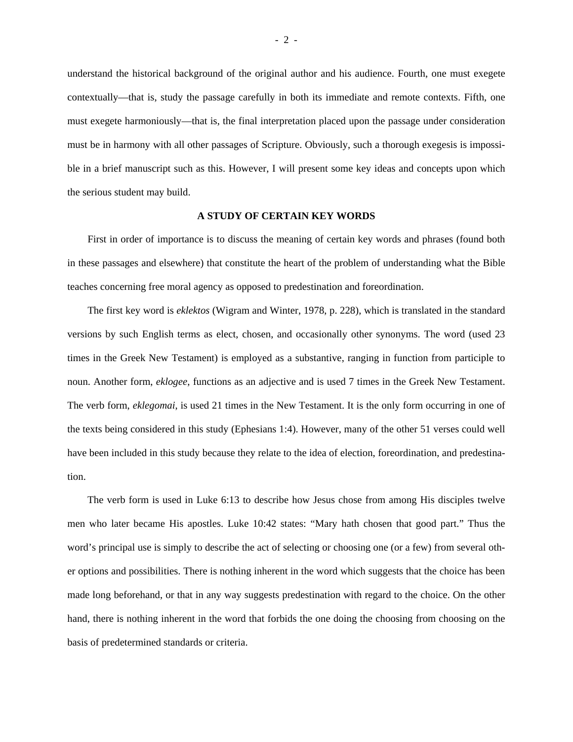understand the historical background of the original author and his audience. Fourth, one must exegete contextually—that is, study the passage carefully in both its immediate and remote contexts. Fifth, one must exegete harmoniously—that is, the final interpretation placed upon the passage under consideration must be in harmony with all other passages of Scripture. Obviously, such a thorough exegesis is impossible in a brief manuscript such as this. However, I will present some key ideas and concepts upon which the serious student may build.

## A STUDY OF CERTAIN KEY WORDS

First in order of importance is to discuss the meaning of certain key words and phrases (found both in these passages and elsewhere) that constitute the heart of the problem of understanding what the Bible teaches concerning free moral agency as opposed to predestination and foreordination.

The first key word is *eklektos* (Wigram and Winter, 1978, p. 228), which is translated in the standard versions by such English terms as elect, chosen, and occasionally other synonyms. The word (used 23 times in the Greek New Testament) is employed as a substantive, ranging in function from participle to noun. Another form, *eklogee*, functions as an adjective and is used 7 times in the Greek New Testament. The verb form, *eklegomai*, is used 21 times in the New Testament. It is the only form occurring in one of the texts being considered in this study (Ephesians 1:4). However, many of the other 51 verses could well have been included in this study because they relate to the idea of election, foreordination, and predestination.

The verb form is used in Luke 6:13 to describe how Jesus chose from among His disciples twelve men who later became His apostles. Luke 10:42 states: "Mary hath chosen that good part." Thus the word's principal use is simply to describe the act of selecting or choosing one (or a few) from several other options and possibilities. There is nothing inherent in the word which suggests that the choice has been made long beforehand, or that in any way suggests predestination with regard to the choice. On the other hand, there is nothing inherent in the word that forbids the one doing the choosing from choosing on the basis of predetermined standards or criteria.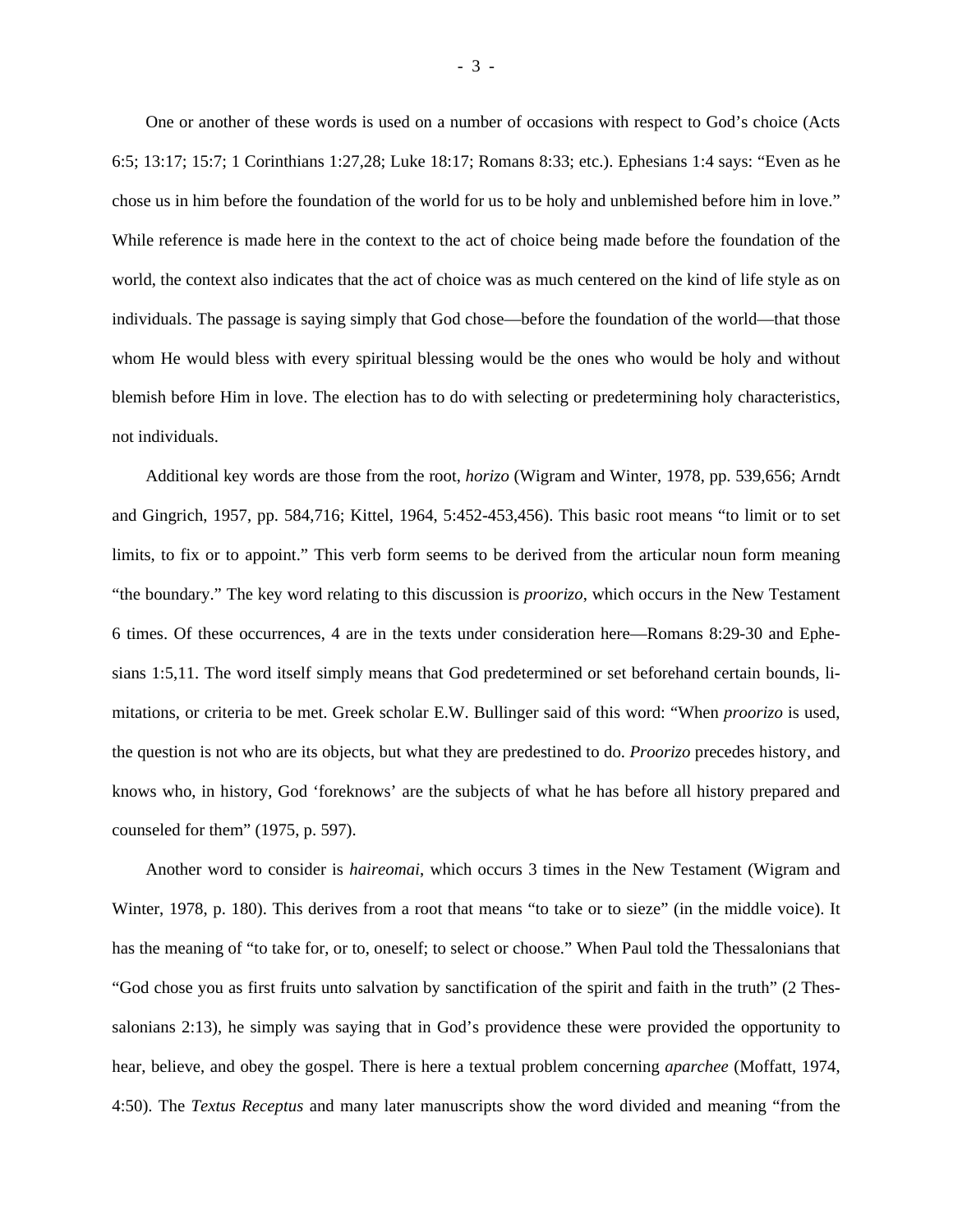One or another of these words is used on a number of occasions with respect to God's choice (Acts 6:5; 13:17; 15:7; 1 Corinthians 1:27,28; Luke 18:17; Romans 8:33; etc.). Ephesians 1:4 says: "Even as he chose us in him before the foundation of the world for us to be holy and unblemished before him in love." While reference is made here in the context to the act of choice being made before the foundation of the world, the context also indicates that the act of choice was as much centered on the kind of life style as on individuals. The passage is saying simply that God chose—before the foundation of the world—that those whom He would bless with every spiritual blessing would be the ones who would be holy and without blemish before Him in love. The election has to do with selecting or predetermining holy characteristics, not individuals.

Additional key words are those from the root, *horizo* (Wigram and Winter, 1978, pp. 539,656; Arndt and Gingrich, 1957, pp. 584,716; Kittel, 1964, 5:452-453,456). This basic root means "to limit or to set limits, to fix or to appoint." This verb form seems to be derived from the articular noun form meaning "the boundary." The key word relating to this discussion is *proorizo*, which occurs in the New Testament 6 times. Of these occurrences, 4 are in the texts under consideration here—Romans 8:29-30 and Ephesians 1:5,11. The word itself simply means that God predetermined or set beforehand certain bounds, limitations, or criteria to be met. Greek scholar E.W. Bullinger said of this word: "When *proorizo* is used, the question is not who are its objects, but what they are predestined to do. *Proorizo* precedes history, and knows who, in history, God 'foreknows' are the subjects of what he has before all history prepared and counseled for them" (1975, p. 597).

Another word to consider is *haireomai*, which occurs 3 times in the New Testament (Wigram and Winter, 1978, p. 180). This derives from a root that means "to take or to sieze" (in the middle voice). It has the meaning of "to take for, or to, oneself; to select or choose." When Paul told the Thessalonians that "God chose you as first fruits unto salvation by sanctification of the spirit and faith in the truth" (2 Thessalonians 2:13), he simply was saying that in God's providence these were provided the opportunity to hear, believe, and obey the gospel. There is here a textual problem concerning *aparchee* (Moffatt, 1974, 4:50). The *Textus Receptus* and many later manuscripts show the word divided and meaning "from the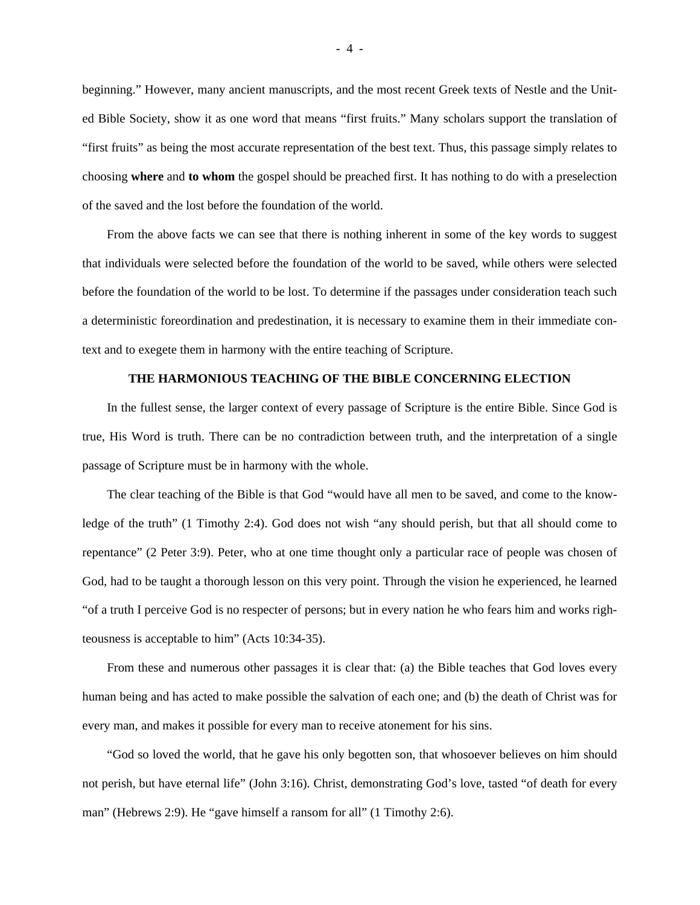beginning." However, many ancient manuscripts, and the most recent Greek texts of Nestle and the United Bible Society, show it as one word that means "first fruits." Many scholars support the translation of "first fruits" as being the most accurate representation of the best text. Thus, this passage simply relates to choosing **where** and **to whom** the gospel should be preached first. It has nothing to do with a preselection of the saved and the lost before the foundation of the world.

From the above facts we can see that there is nothing inherent in some of the key words to suggest that individuals were selected before the foundation of the world to be saved, while others were selected before the foundation of the world to be lost. To determine if the passages under consideration teach such a deterministic foreordination and predestination, it is necessary to examine them in their immediate context and to exegete them in harmony with the entire teaching of Scripture.

## THE HARMONIOUS TEACHING OF THE BIBLE CONCERNING ELECTION

In the fullest sense, the larger context of every passage of Scripture is the entire Bible. Since God is true, His Word is truth. There can be no contradiction between truth, and the interpretation of a single passage of Scripture must be in harmony with the whole.

The clear teaching of the Bible is that God "would have all men to be saved, and come to the knowledge of the truth" (1 Timothy 2:4). God does not wish "any should perish, but that all should come to repentance" (2 Peter 3:9). Peter, who at one time thought only a particular race of people was chosen of God, had to be taught a thorough lesson on this very point. Through the vision he experienced, he learned "of a truth I perceive God is no respecter of persons; but in every nation he who fears him and works righteousness is acceptable to him" (Acts 10:34-35).

From these and numerous other passages it is clear that: (a) the Bible teaches that God loves every human being and has acted to make possible the salvation of each one; and (b) the death of Christ was for every man, and makes it possible for every man to receive atonement for his sins.

"God so loved the world, that he gave his only begotten son, that whosoever believes on him should not perish, but have eternal life" (John 3:16). Christ, demonstrating God's love, tasted "of death for every man" (Hebrews 2:9). He "gave himself a ransom for all" (1 Timothy 2:6).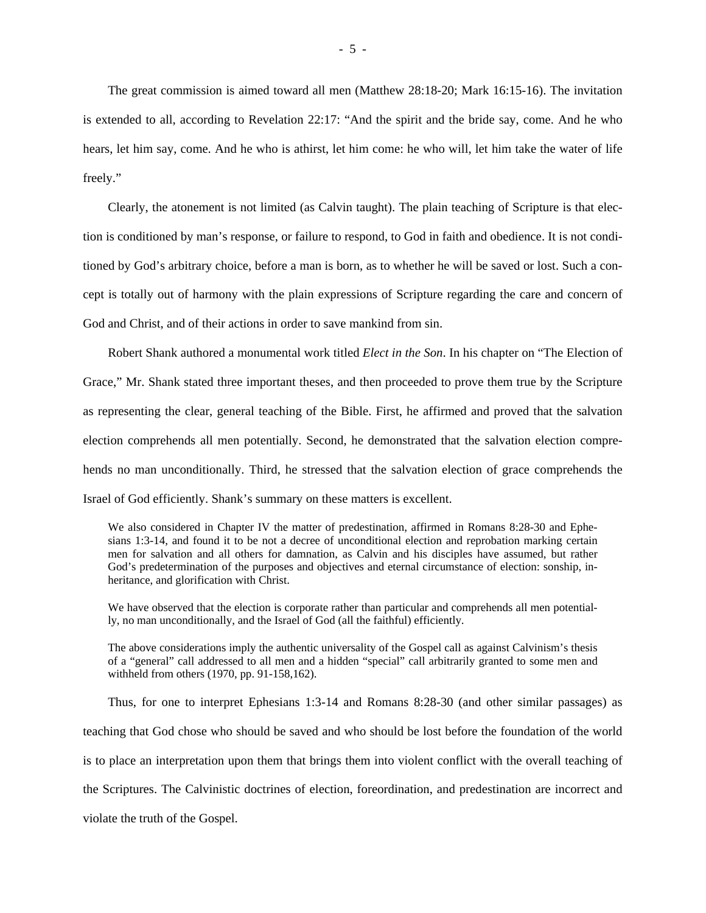The great commission is aimed toward all men (Matthew 28:18-20; Mark 16:15-16). The invitation is extended to all, according to Revelation 22:17: "And the spirit and the bride say, come. And he who hears, let him say, come. And he who is athirst, let him come: he who will, let him take the water of life freely."

Clearly, the atonement is not limited (as Calvin taught). The plain teaching of Scripture is that election is conditioned by man's response, or failure to respond, to God in faith and obedience. It is not conditioned by God's arbitrary choice, before a man is born, as to whether he will be saved or lost. Such a concept is totally out of harmony with the plain expressions of Scripture regarding the care and concern of God and Christ, and of their actions in order to save mankind from sin.

Robert Shank authored a monumental work titled *Elect in the Son*. In his chapter on "The Election of Grace," Mr. Shank stated three important theses, and then proceeded to prove them true by the Scripture as representing the clear, general teaching of the Bible. First, he affirmed and proved that the salvation election comprehends all men potentially. Second, he demonstrated that the salvation election comprehends no man unconditionally. Third, he stressed that the salvation election of grace comprehends the Israel of God efficiently. Shank's summary on these matters is excellent.

> We also considered in Chapter IV the matter of predestination, affirmed in Romans 8:28-30 and Ephesians 1:3-14, and found it to be not a decree of unconditional election and reprobation marking certain men for salvation and all others for damnation, as Calvin and his disciples have assumed, but rather God's predetermination of the purposes and objectives and eternal circumstance of election: sonship, inheritance, and glorification with Christ.
>
> We have observed that the election is corporate rather than particular and comprehends all men potentially, no man unconditionally, and the Israel of God (all the faithful) efficiently.
>
> The above considerations imply the authentic universality of the Gospel call as against Calvinism's thesis of a "general" call addressed to all men and a hidden "special" call arbitrarily granted to some men and withheld from others (1970, pp. 91-158,162).

Thus, for one to interpret Ephesians 1:3-14 and Romans 8:28-30 (and other similar passages) as teaching that God chose who should be saved and who should be lost before the foundation of the world is to place an interpretation upon them that brings them into violent conflict with the overall teaching of the Scriptures. The Calvinistic doctrines of election, foreordination, and predestination are incorrect and violate the truth of the Gospel.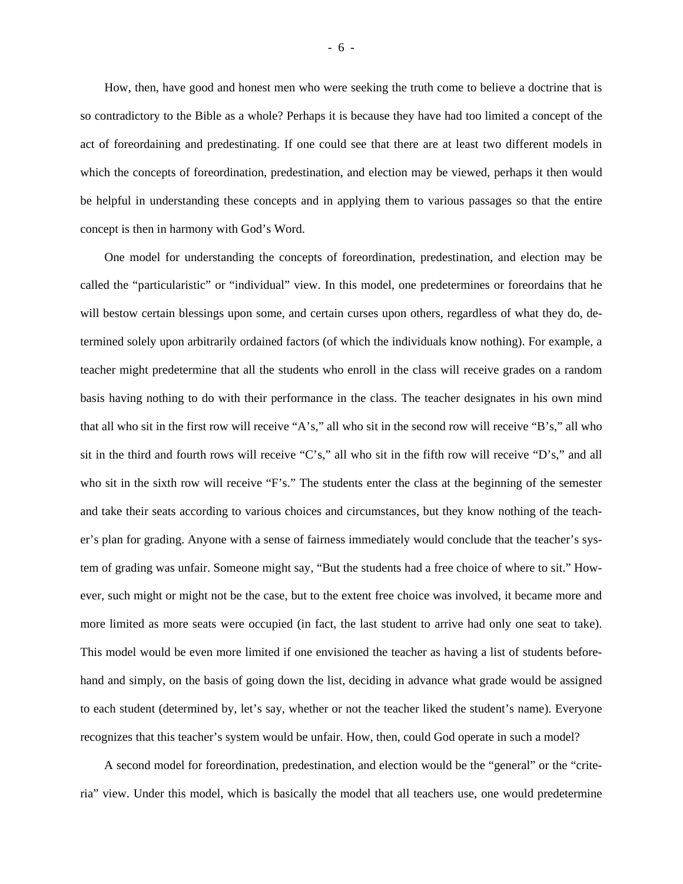How, then, have good and honest men who were seeking the truth come to believe a doctrine that is so contradictory to the Bible as a whole? Perhaps it is because they have had too limited a concept of the act of foreordaining and predestinating. If one could see that there are at least two different models in which the concepts of foreordination, predestination, and election may be viewed, perhaps it then would be helpful in understanding these concepts and in applying them to various passages so that the entire concept is then in harmony with God's Word.

One model for understanding the concepts of foreordination, predestination, and election may be called the "particularistic" or "individual" view. In this model, one predetermines or foreordains that he will bestow certain blessings upon some, and certain curses upon others, regardless of what they do, determined solely upon arbitrarily ordained factors (of which the individuals know nothing). For example, a teacher might predetermine that all the students who enroll in the class will receive grades on a random basis having nothing to do with their performance in the class. The teacher designates in his own mind that all who sit in the first row will receive "A's," all who sit in the second row will receive "B's," all who sit in the third and fourth rows will receive "C's," all who sit in the fifth row will receive "D's," and all who sit in the sixth row will receive "F's." The students enter the class at the beginning of the semester and take their seats according to various choices and circumstances, but they know nothing of the teacher's plan for grading. Anyone with a sense of fairness immediately would conclude that the teacher's system of grading was unfair. Someone might say, "But the students had a free choice of where to sit." However, such might or might not be the case, but to the extent free choice was involved, it became more and more limited as more seats were occupied (in fact, the last student to arrive had only one seat to take). This model would be even more limited if one envisioned the teacher as having a list of students beforehand and simply, on the basis of going down the list, deciding in advance what grade would be assigned to each student (determined by, let's say, whether or not the teacher liked the student's name). Everyone recognizes that this teacher's system would be unfair. How, then, could God operate in such a model?

A second model for foreordination, predestination, and election would be the "general" or the "criteria" view. Under this model, which is basically the model that all teachers use, one would predetermine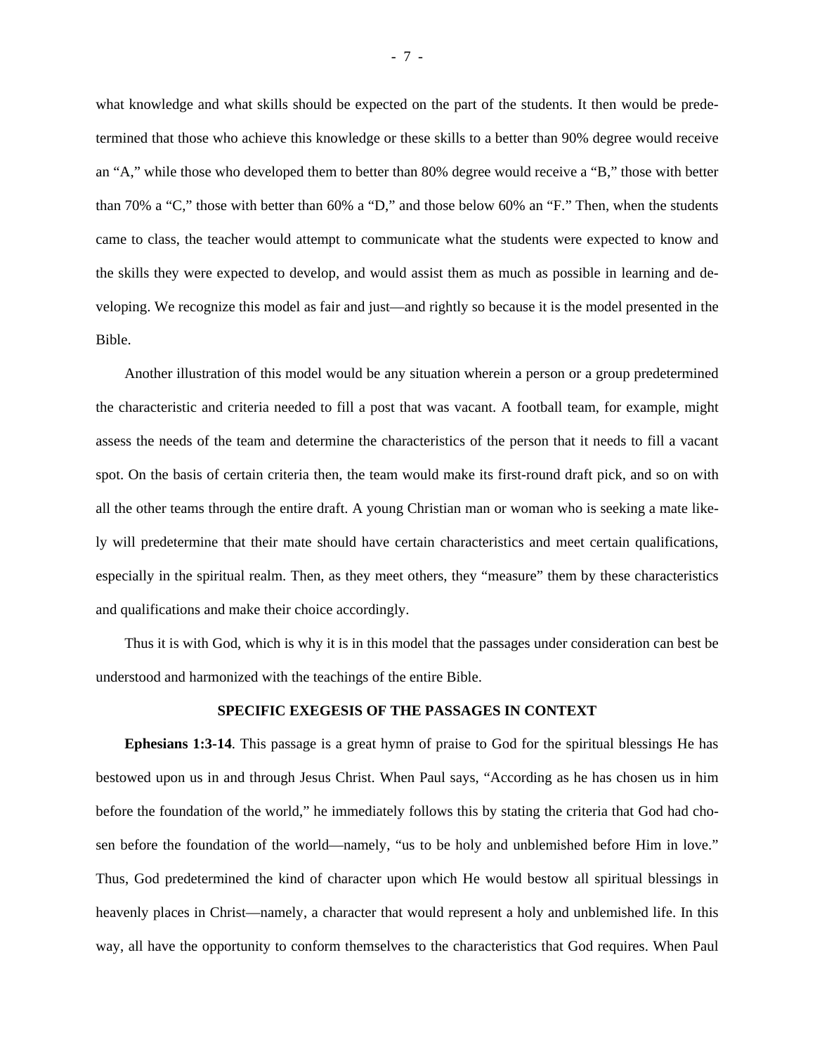what knowledge and what skills should be expected on the part of the students. It then would be predetermined that those who achieve this knowledge or these skills to a better than 90% degree would receive an "A," while those who developed them to better than 80% degree would receive a "B," those with better than 70% a "C," those with better than 60% a "D," and those below 60% an "F." Then, when the students came to class, the teacher would attempt to communicate what the students were expected to know and the skills they were expected to develop, and would assist them as much as possible in learning and developing. We recognize this model as fair and just—and rightly so because it is the model presented in the Bible.

Another illustration of this model would be any situation wherein a person or a group predetermined the characteristic and criteria needed to fill a post that was vacant. A football team, for example, might assess the needs of the team and determine the characteristics of the person that it needs to fill a vacant spot. On the basis of certain criteria then, the team would make its first-round draft pick, and so on with all the other teams through the entire draft. A young Christian man or woman who is seeking a mate likely will predetermine that their mate should have certain characteristics and meet certain qualifications, especially in the spiritual realm. Then, as they meet others, they "measure" them by these characteristics and qualifications and make their choice accordingly.

Thus it is with God, which is why it is in this model that the passages under consideration can best be understood and harmonized with the teachings of the entire Bible.

## SPECIFIC EXEGESIS OF THE PASSAGES IN CONTEXT

**Ephesians 1:3-14**. This passage is a great hymn of praise to God for the spiritual blessings He has bestowed upon us in and through Jesus Christ. When Paul says, "According as he has chosen us in him before the foundation of the world," he immediately follows this by stating the criteria that God had chosen before the foundation of the world—namely, "us to be holy and unblemished before Him in love." Thus, God predetermined the kind of character upon which He would bestow all spiritual blessings in heavenly places in Christ—namely, a character that would represent a holy and unblemished life. In this way, all have the opportunity to conform themselves to the characteristics that God requires. When Paul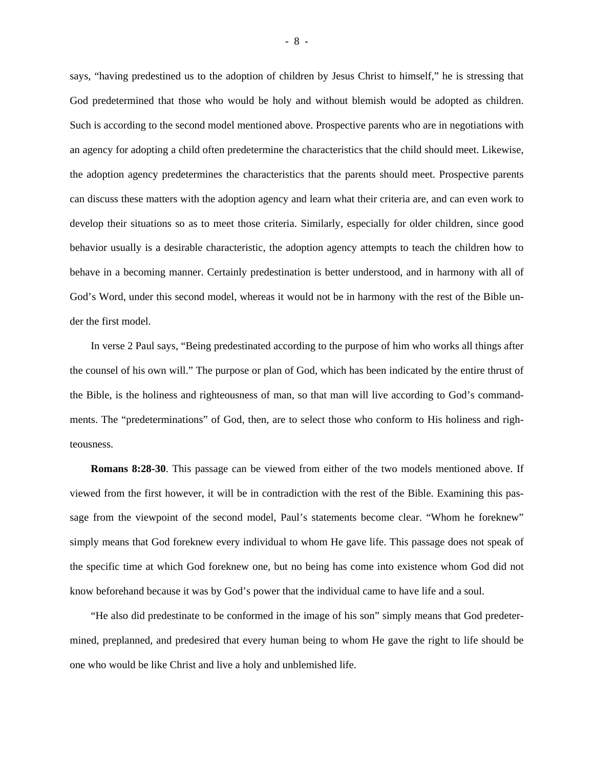says, "having predestined us to the adoption of children by Jesus Christ to himself," he is stressing that God predetermined that those who would be holy and without blemish would be adopted as children. Such is according to the second model mentioned above. Prospective parents who are in negotiations with an agency for adopting a child often predetermine the characteristics that the child should meet. Likewise, the adoption agency predetermines the characteristics that the parents should meet. Prospective parents can discuss these matters with the adoption agency and learn what their criteria are, and can even work to develop their situations so as to meet those criteria. Similarly, especially for older children, since good behavior usually is a desirable characteristic, the adoption agency attempts to teach the children how to behave in a becoming manner. Certainly predestination is better understood, and in harmony with all of God's Word, under this second model, whereas it would not be in harmony with the rest of the Bible under the first model.

In verse 2 Paul says, "Being predestinated according to the purpose of him who works all things after the counsel of his own will." The purpose or plan of God, which has been indicated by the entire thrust of the Bible, is the holiness and righteousness of man, so that man will live according to God's commandments. The "predeterminations" of God, then, are to select those who conform to His holiness and righteousness.

**Romans 8:28-30**. This passage can be viewed from either of the two models mentioned above. If viewed from the first however, it will be in contradiction with the rest of the Bible. Examining this passage from the viewpoint of the second model, Paul's statements become clear. "Whom he foreknew" simply means that God foreknew every individual to whom He gave life. This passage does not speak of the specific time at which God foreknew one, but no being has come into existence whom God did not know beforehand because it was by God's power that the individual came to have life and a soul.

"He also did predestinate to be conformed in the image of his son" simply means that God predetermined, preplanned, and predesired that every human being to whom He gave the right to life should be one who would be like Christ and live a holy and unblemished life.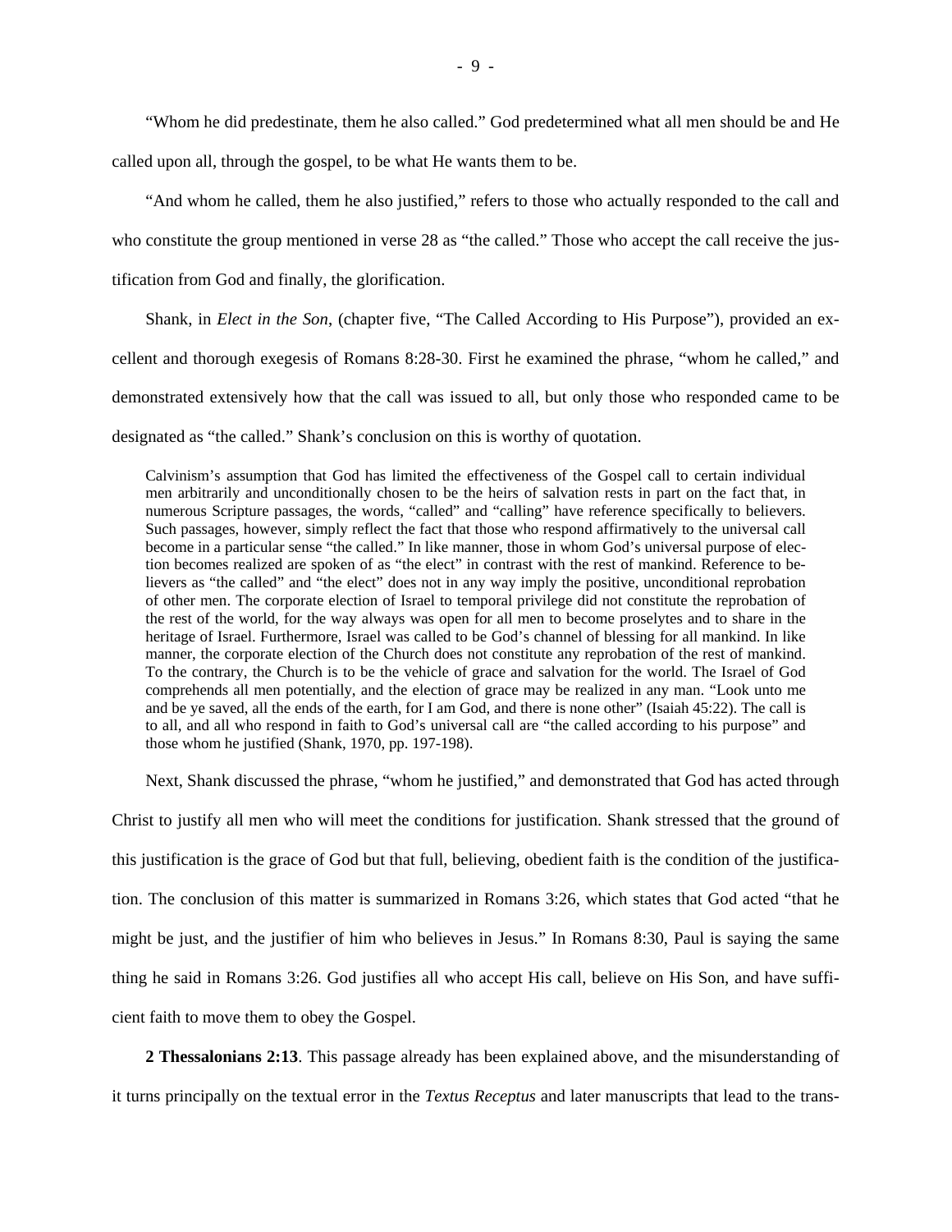"Whom he did predestinate, them he also called." God predetermined what all men should be and He called upon all, through the gospel, to be what He wants them to be.

"And whom he called, them he also justified," refers to those who actually responded to the call and who constitute the group mentioned in verse 28 as "the called." Those who accept the call receive the justification from God and finally, the glorification.

Shank, in *Elect in the Son*, (chapter five, "The Called According to His Purpose"), provided an excellent and thorough exegesis of Romans 8:28-30. First he examined the phrase, "whom he called," and demonstrated extensively how that the call was issued to all, but only those who responded came to be designated as "the called." Shank's conclusion on this is worthy of quotation.

> Calvinism's assumption that God has limited the effectiveness of the Gospel call to certain individual men arbitrarily and unconditionally chosen to be the heirs of salvation rests in part on the fact that, in numerous Scripture passages, the words, "called" and "calling" have reference specifically to believers. Such passages, however, simply reflect the fact that those who respond affirmatively to the universal call become in a particular sense "the called." In like manner, those in whom God's universal purpose of election becomes realized are spoken of as "the elect" in contrast with the rest of mankind. Reference to believers as "the called" and "the elect" does not in any way imply the positive, unconditional reprobation of other men. The corporate election of Israel to temporal privilege did not constitute the reprobation of the rest of the world, for the way always was open for all men to become proselytes and to share in the heritage of Israel. Furthermore, Israel was called to be God's channel of blessing for all mankind. In like manner, the corporate election of the Church does not constitute any reprobation of the rest of mankind. To the contrary, the Church is to be the vehicle of grace and salvation for the world. The Israel of God comprehends all men potentially, and the election of grace may be realized in any man. "Look unto me and be ye saved, all the ends of the earth, for I am God, and there is none other" (Isaiah 45:22). The call is to all, and all who respond in faith to God's universal call are "the called according to his purpose" and those whom he justified (Shank, 1970, pp. 197-198).

Next, Shank discussed the phrase, "whom he justified," and demonstrated that God has acted through Christ to justify all men who will meet the conditions for justification. Shank stressed that the ground of this justification is the grace of God but that full, believing, obedient faith is the condition of the justification. The conclusion of this matter is summarized in Romans 3:26, which states that God acted "that he might be just, and the justifier of him who believes in Jesus." In Romans 8:30, Paul is saying the same thing he said in Romans 3:26. God justifies all who accept His call, believe on His Son, and have sufficient faith to move them to obey the Gospel.

**2 Thessalonians 2:13**. This passage already has been explained above, and the misunderstanding of it turns principally on the textual error in the *Textus Receptus* and later manuscripts that lead to the trans-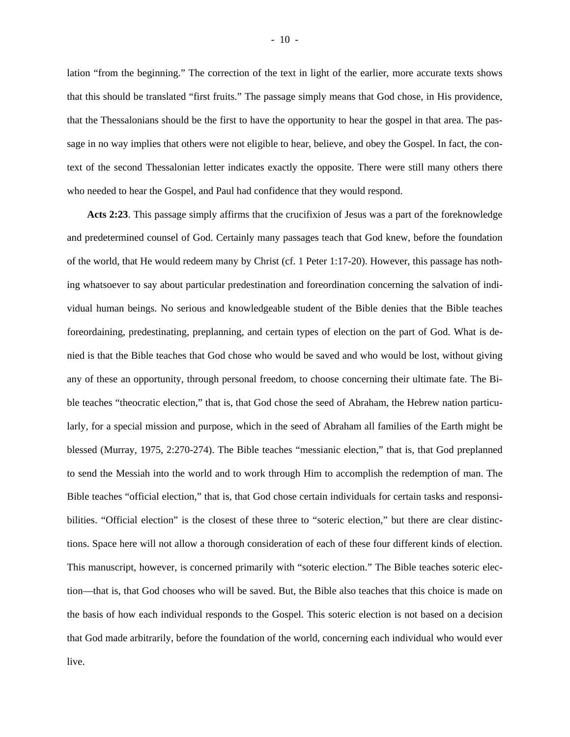lation "from the beginning." The correction of the text in light of the earlier, more accurate texts shows that this should be translated "first fruits." The passage simply means that God chose, in His providence, that the Thessalonians should be the first to have the opportunity to hear the gospel in that area. The passage in no way implies that others were not eligible to hear, believe, and obey the Gospel. In fact, the context of the second Thessalonian letter indicates exactly the opposite. There were still many others there who needed to hear the Gospel, and Paul had confidence that they would respond.

**Acts 2:23**. This passage simply affirms that the crucifixion of Jesus was a part of the foreknowledge and predetermined counsel of God. Certainly many passages teach that God knew, before the foundation of the world, that He would redeem many by Christ (cf. 1 Peter 1:17-20). However, this passage has nothing whatsoever to say about particular predestination and foreordination concerning the salvation of individual human beings. No serious and knowledgeable student of the Bible denies that the Bible teaches foreordaining, predestinating, preplanning, and certain types of election on the part of God. What is denied is that the Bible teaches that God chose who would be saved and who would be lost, without giving any of these an opportunity, through personal freedom, to choose concerning their ultimate fate. The Bible teaches "theocratic election," that is, that God chose the seed of Abraham, the Hebrew nation particularly, for a special mission and purpose, which in the seed of Abraham all families of the Earth might be blessed (Murray, 1975, 2:270-274). The Bible teaches "messianic election," that is, that God preplanned to send the Messiah into the world and to work through Him to accomplish the redemption of man. The Bible teaches "official election," that is, that God chose certain individuals for certain tasks and responsibilities. "Official election" is the closest of these three to "soteric election," but there are clear distinctions. Space here will not allow a thorough consideration of each of these four different kinds of election. This manuscript, however, is concerned primarily with "soteric election." The Bible teaches soteric election—that is, that God chooses who will be saved. But, the Bible also teaches that this choice is made on the basis of how each individual responds to the Gospel. This soteric election is not based on a decision that God made arbitrarily, before the foundation of the world, concerning each individual who would ever live.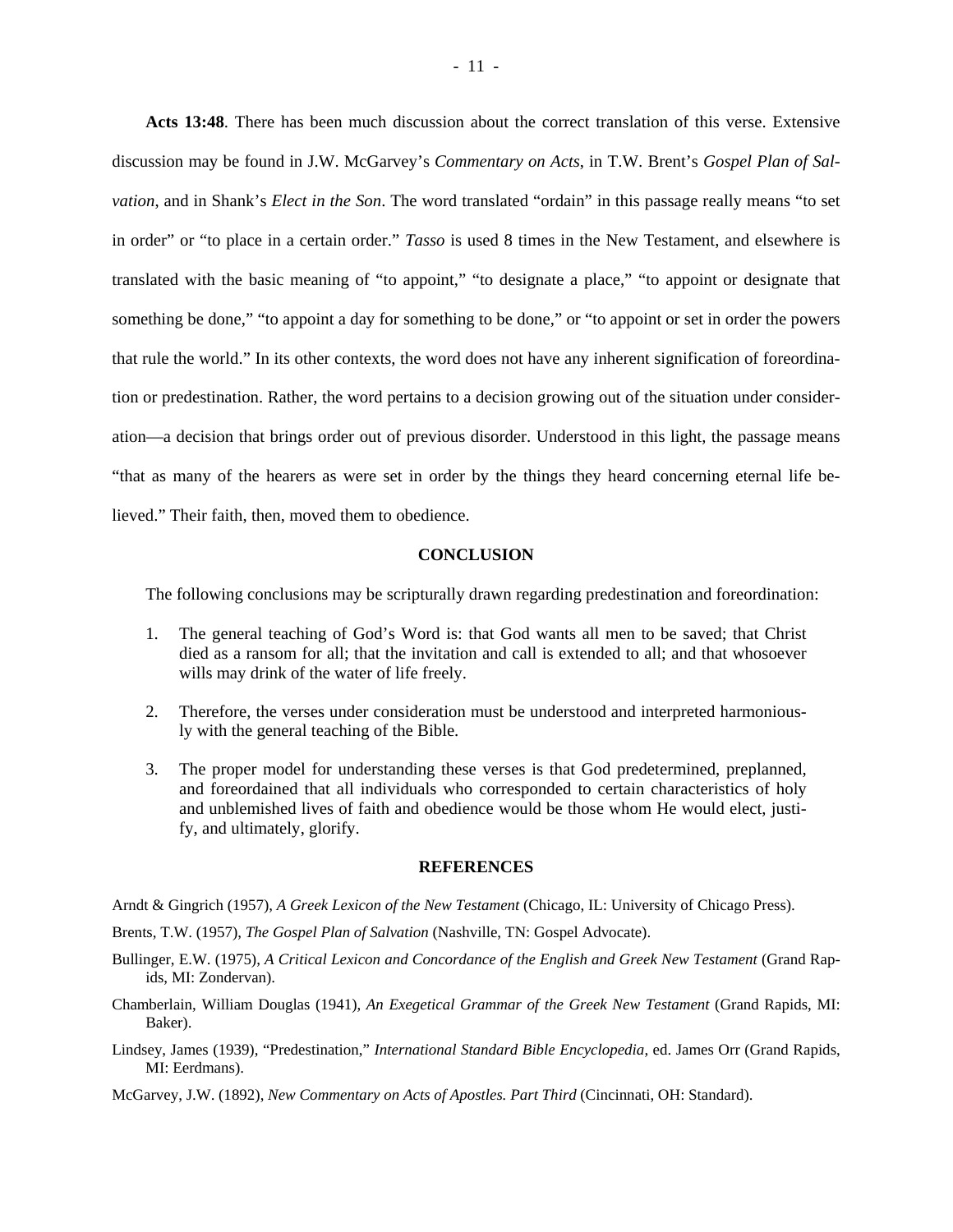**Acts 13:48**. There has been much discussion about the correct translation of this verse. Extensive discussion may be found in J.W. McGarvey's *Commentary on Acts*, in T.W. Brent's *Gospel Plan of Salvation*, and in Shank's *Elect in the Son*. The word translated "ordain" in this passage really means "to set in order" or "to place in a certain order." *Tasso* is used 8 times in the New Testament, and elsewhere is translated with the basic meaning of "to appoint," "to designate a place," "to appoint or designate that something be done," "to appoint a day for something to be done," or "to appoint or set in order the powers that rule the world." In its other contexts, the word does not have any inherent signification of foreordination or predestination. Rather, the word pertains to a decision growing out of the situation under consideration—a decision that brings order out of previous disorder. Understood in this light, the passage means "that as many of the hearers as were set in order by the things they heard concerning eternal life believed." Their faith, then, moved them to obedience.

## CONCLUSION

The following conclusions may be scripturally drawn regarding predestination and foreordination:

1. The general teaching of God's Word is: that God wants all men to be saved; that Christ died as a ransom for all; that the invitation and call is extended to all; and that whosoever wills may drink of the water of life freely.

2. Therefore, the verses under consideration must be understood and interpreted harmoniously with the general teaching of the Bible.

3. The proper model for understanding these verses is that God predetermined, preplanned, and foreordained that all individuals who corresponded to certain characteristics of holy and unblemished lives of faith and obedience would be those whom He would elect, justify, and ultimately, glorify.

## REFERENCES

Arndt & Gingrich (1957), *A Greek Lexicon of the New Testament* (Chicago, IL: University of Chicago Press).

Brents, T.W. (1957), *The Gospel Plan of Salvation* (Nashville, TN: Gospel Advocate).

Bullinger, E.W. (1975), *A Critical Lexicon and Concordance of the English and Greek New Testament* (Grand Rapids, MI: Zondervan).

Chamberlain, William Douglas (1941), *An Exegetical Grammar of the Greek New Testament* (Grand Rapids, MI: Baker).

Lindsey, James (1939), "Predestination," *International Standard Bible Encyclopedia*, ed. James Orr (Grand Rapids, MI: Eerdmans).

McGarvey, J.W. (1892), *New Commentary on Acts of Apostles. Part Third* (Cincinnati, OH: Standard).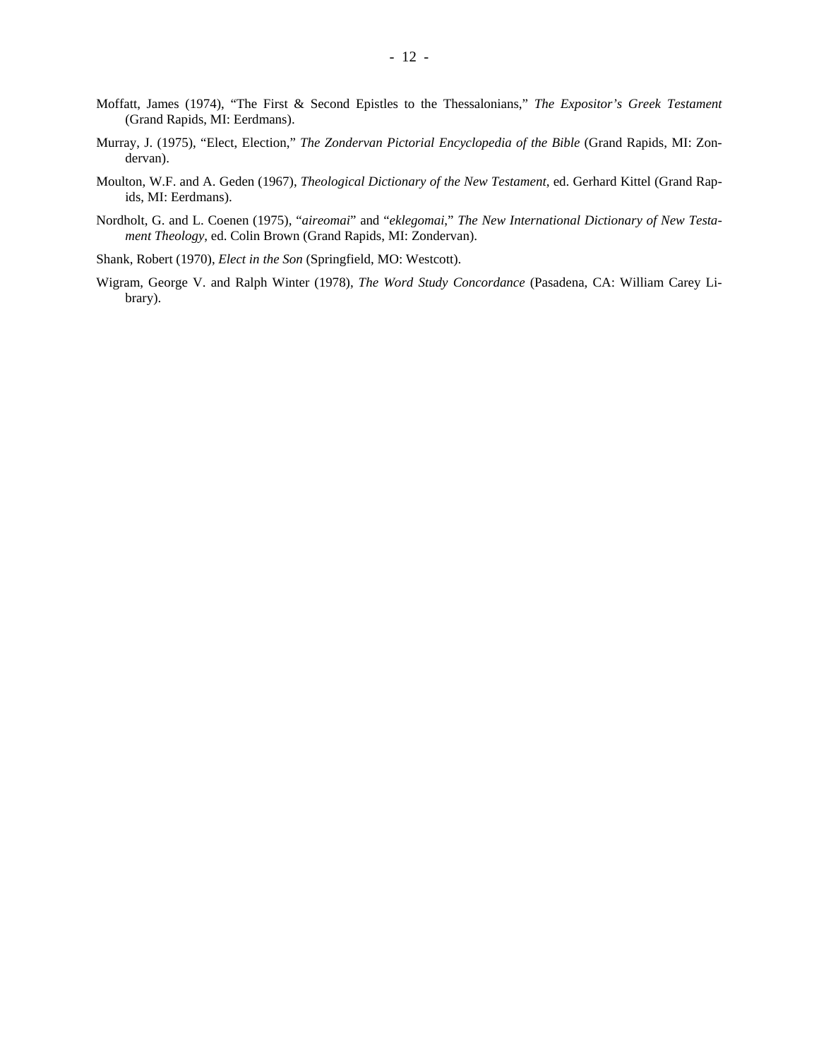Moffatt, James (1974), “The First & Second Epistles to the Thessalonians,” *The Expositor’s Greek Testament* (Grand Rapids, MI: Eerdmans).

Murray, J. (1975), “Elect, Election,” *The Zondervan Pictorial Encyclopedia of the Bible* (Grand Rapids, MI: Zondervan).

Moulton, W.F. and A. Geden (1967), *Theological Dictionary of the New Testament*, ed. Gerhard Kittel (Grand Rapids, MI: Eerdmans).

Nordholt, G. and L. Coenen (1975), “*aireomai*” and “*eklegomai*,” *The New International Dictionary of New Testament Theology*, ed. Colin Brown (Grand Rapids, MI: Zondervan).

Shank, Robert (1970), *Elect in the Son* (Springfield, MO: Westcott).

Wigram, George V. and Ralph Winter (1978), *The Word Study Concordance* (Pasadena, CA: William Carey Library).